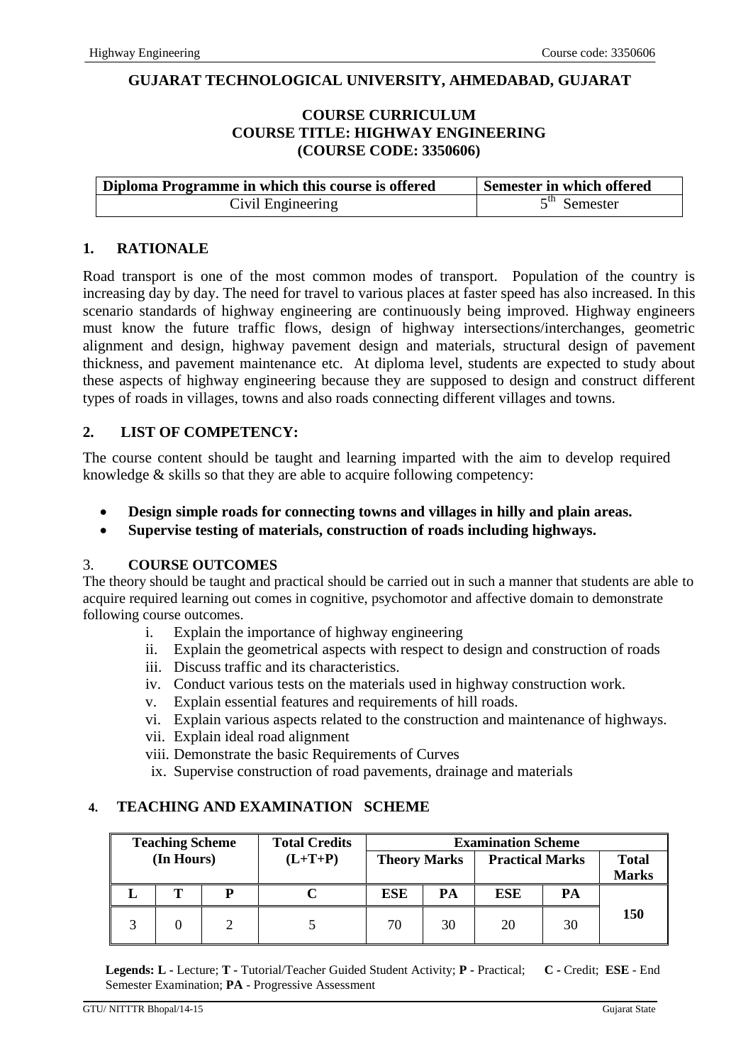# GUJARAT TECHNOLOGICAL UNIVERSITY, AHMEDABAD, GUJARAT

## COURSE CURRICULUM
## COURSE TITLE: HIGHWAY ENGINEERING
## (COURSE CODE: 3350606)

| Diploma Programme in which this course is offered | Semester in which offered |
|---|---|
| Civil Engineering | 5th Semester |

## 1. RATIONALE

Road transport is one of the most common modes of transport. Population of the country is increasing day by day. The need for travel to various places at faster speed has also increased. In this scenario standards of highway engineering are continuously being improved. Highway engineers must know the future traffic flows, design of highway intersections/interchanges, geometric alignment and design, highway pavement design and materials, structural design of pavement thickness, and pavement maintenance etc. At diploma level, students are expected to study about these aspects of highway engineering because they are supposed to design and construct different types of roads in villages, towns and also roads connecting different villages and towns.

## 2. LIST OF COMPETENCY:

The course content should be taught and learning imparted with the aim to develop required knowledge & skills so that they are able to acquire following competency:

- **Design simple roads for connecting towns and villages in hilly and plain areas.**
- **Supervise testing of materials, construction of roads including highways.**

## 3. COURSE OUTCOMES

The theory should be taught and practical should be carried out in such a manner that students are able to acquire required learning out comes in cognitive, psychomotor and affective domain to demonstrate following course outcomes.

i. Explain the importance of highway engineering
ii. Explain the geometrical aspects with respect to design and construction of roads
iii. Discuss traffic and its characteristics.
iv. Conduct various tests on the materials used in highway construction work.
v. Explain essential features and requirements of hill roads.
vi. Explain various aspects related to the construction and maintenance of highways.
vii. Explain ideal road alignment
viii. Demonstrate the basic Requirements of Curves
ix. Supervise construction of road pavements, drainage and materials

## 4. TEACHING AND EXAMINATION SCHEME

| Teaching Scheme (In Hours) | | | Total Credits (L+T+P) | Examination Scheme | | | | |
|---|---|---|---|---|---|---|---|---|
| | | | | Theory Marks | | Practical Marks | | Total Marks |
| L | T | P | C | ESE | PA | ESE | PA | |
| 3 | 0 | 2 | 5 | 70 | 30 | 20 | 30 | 150 |

**Legends: L -** Lecture; **T -** Tutorial/Teacher Guided Student Activity; **P -** Practical; **C -** Credit; **ESE** - End Semester Examination; **PA** - Progressive Assessment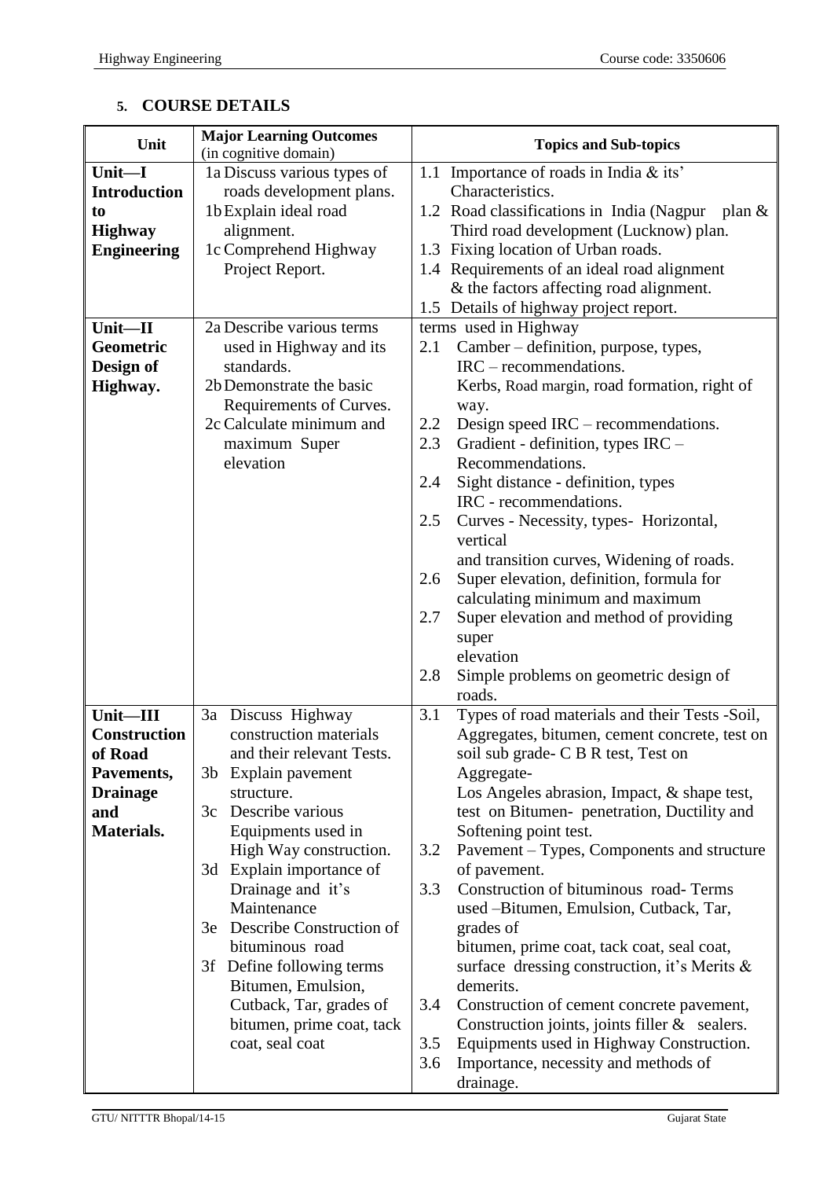## 5. COURSE DETAILS

| Unit | Major Learning Outcomes (in cognitive domain) | Topics and Sub-topics |
|---|---|---|
| **Unit—I Introduction to Highway Engineering** | 1a Discuss various types of roads development plans.<br>1b Explain ideal road alignment.<br>1c Comprehend Highway Project Report. | 1.1 Importance of roads in India & its' Characteristics.<br>1.2 Road classifications in India (Nagpur plan & Third road development (Lucknow) plan.<br>1.3 Fixing location of Urban roads.<br>1.4 Requirements of an ideal road alignment & the factors affecting road alignment.<br>1.5 Details of highway project report. |
| **Unit—II Geometric Design of Highway.** | 2a Describe various terms used in Highway and its standards.<br>2b Demonstrate the basic Requirements of Curves.<br>2c Calculate minimum and maximum Super elevation | terms used in Highway<br>2.1 Camber – definition, purpose, types, IRC – recommendations. Kerbs, Road margin, road formation, right of way.<br>2.2 Design speed IRC – recommendations.<br>2.3 Gradient - definition, types IRC – Recommendations.<br>2.4 Sight distance - definition, types IRC - recommendations.<br>2.5 Curves - Necessity, types- Horizontal, vertical and transition curves, Widening of roads.<br>2.6 Super elevation, definition, formula for calculating minimum and maximum<br>2.7 Super elevation and method of providing super elevation<br>2.8 Simple problems on geometric design of roads. |
| **Unit—III Construction of Road Pavements, Drainage and Materials.** | 3a Discuss Highway construction materials and their relevant Tests.<br>3b Explain pavement structure.<br>3c Describe various Equipments used in High Way construction.<br>3d Explain importance of Drainage and it's Maintenance<br>3e Describe Construction of bituminous road<br>3f Define following terms Bitumen, Emulsion, Cutback, Tar, grades of bitumen, prime coat, tack coat, seal coat | 3.1 Types of road materials and their Tests -Soil, Aggregates, bitumen, cement concrete, test on soil sub grade- C B R test, Test on Aggregate- Los Angeles abrasion, Impact, & shape test, test on Bitumen- penetration, Ductility and Softening point test.<br>3.2 Pavement – Types, Components and structure of pavement.<br>3.3 Construction of bituminous road- Terms used –Bitumen, Emulsion, Cutback, Tar, grades of bitumen, prime coat, tack coat, seal coat, surface dressing construction, it's Merits & demerits.<br>3.4 Construction of cement concrete pavement, Construction joints, joints filler & sealers.<br>3.5 Equipments used in Highway Construction.<br>3.6 Importance, necessity and methods of drainage. |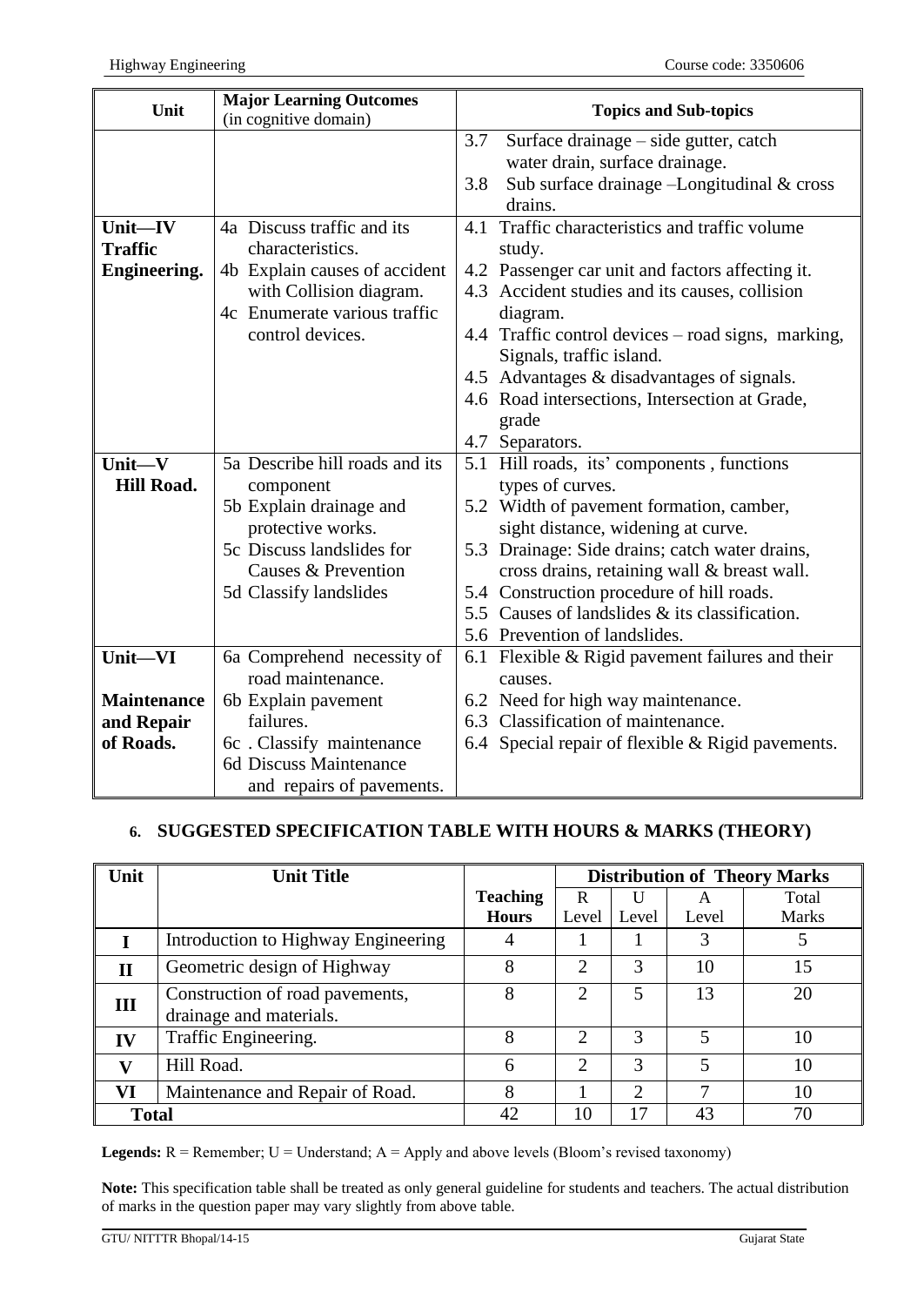| Unit | Major Learning Outcomes (in cognitive domain) | Topics and Sub-topics |
|---|---|---|
| | | 3.7 Surface drainage – side gutter, catch water drain, surface drainage.<br>3.8 Sub surface drainage –Longitudinal & cross drains. |
| **Unit—IV Traffic Engineering.** | 4a Discuss traffic and its characteristics.<br>4b Explain causes of accident with Collision diagram.<br>4c Enumerate various traffic control devices. | 4.1 Traffic characteristics and traffic volume study.<br>4.2 Passenger car unit and factors affecting it.<br>4.3 Accident studies and its causes, collision diagram.<br>4.4 Traffic control devices – road signs, marking, Signals, traffic island.<br>4.5 Advantages & disadvantages of signals.<br>4.6 Road intersections, Intersection at Grade, grade<br>4.7 Separators. |
| **Unit—V Hill Road.** | 5a Describe hill roads and its component<br>5b Explain drainage and protective works.<br>5c Discuss landslides for Causes & Prevention<br>5d Classify landslides | 5.1 Hill roads, its' components , functions types of curves.<br>5.2 Width of pavement formation, camber, sight distance, widening at curve.<br>5.3 Drainage: Side drains; catch water drains, cross drains, retaining wall & breast wall.<br>5.4 Construction procedure of hill roads.<br>5.5 Causes of landslides & its classification.<br>5.6 Prevention of landslides. |
| **Unit—VI Maintenance and Repair of Roads.** | 6a Comprehend necessity of road maintenance.<br>6b Explain pavement failures.<br>6c . Classify maintenance<br>6d Discuss Maintenance and repairs of pavements. | 6.1 Flexible & Rigid pavement failures and their causes.<br>6.2 Need for high way maintenance.<br>6.3 Classification of maintenance.<br>6.4 Special repair of flexible & Rigid pavements. |

## 6. SUGGESTED SPECIFICATION TABLE WITH HOURS & MARKS (THEORY)

| Unit | Unit Title | Teaching Hours | Distribution of Theory Marks | | | |
|---|---|---|---|---|---|---|
| | | | R Level | U Level | A Level | Total Marks |
| I | Introduction to Highway Engineering | 4 | 1 | 1 | 3 | 5 |
| II | Geometric design of Highway | 8 | 2 | 3 | 10 | 15 |
| III | Construction of road pavements, drainage and materials. | 8 | 2 | 5 | 13 | 20 |
| IV | Traffic Engineering. | 8 | 2 | 3 | 5 | 10 |
| V | Hill Road. | 6 | 2 | 3 | 5 | 10 |
| VI | Maintenance and Repair of Road. | 8 | 1 | 2 | 7 | 10 |
| **Total** | | 42 | 10 | 17 | 43 | 70 |

**Legends:** R = Remember; U = Understand; A = Apply and above levels (Bloom's revised taxonomy)

**Note:** This specification table shall be treated as only general guideline for students and teachers. The actual distribution of marks in the question paper may vary slightly from above table.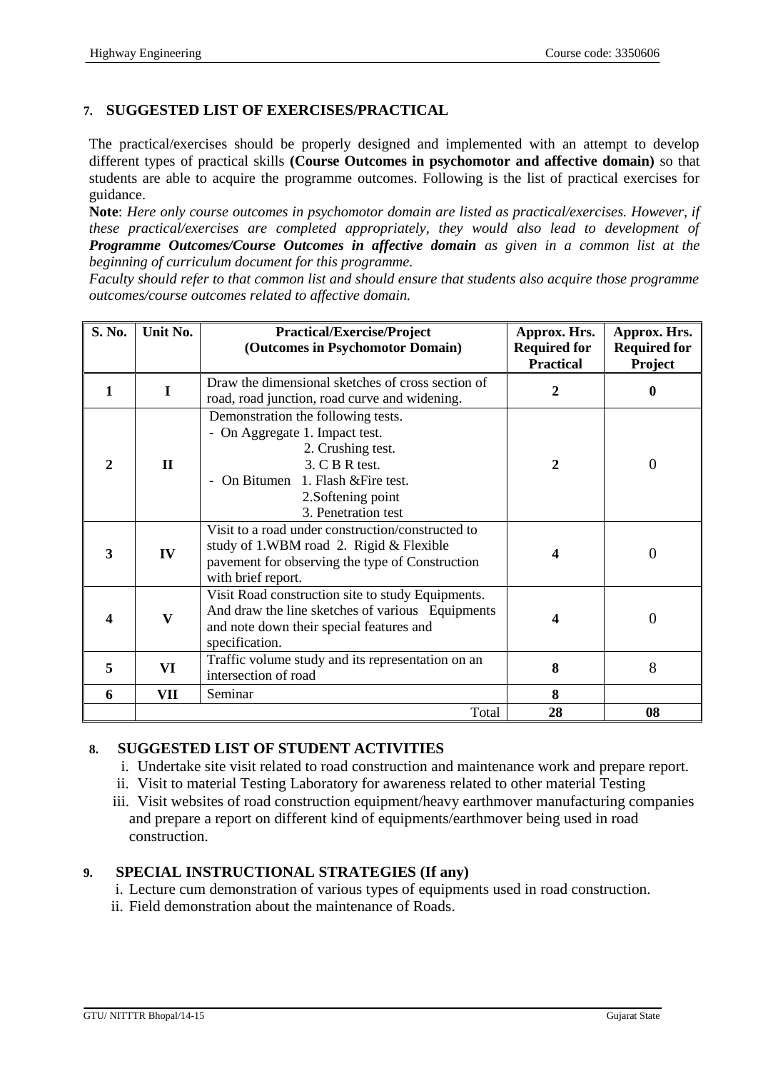## 7. SUGGESTED LIST OF EXERCISES/PRACTICAL

The practical/exercises should be properly designed and implemented with an attempt to develop different types of practical skills **(Course Outcomes in psychomotor and affective domain)** so that students are able to acquire the programme outcomes. Following is the list of practical exercises for guidance.

**Note**: *Here only course outcomes in psychomotor domain are listed as practical/exercises. However, if these practical/exercises are completed appropriately, they would also lead to development of* ***Programme Outcomes/Course Outcomes in affective domain*** *as given in a common list at the beginning of curriculum document for this programme.*

*Faculty should refer to that common list and should ensure that students also acquire those programme outcomes/course outcomes related to affective domain.*

| S. No. | Unit No. | Practical/Exercise/Project (Outcomes in Psychomotor Domain) | Approx. Hrs. Required for Practical | Approx. Hrs. Required for Project |
|---|---|---|---|---|
| 1 | I | Draw the dimensional sketches of cross section of road, road junction, road curve and widening. | 2 | 0 |
| 2 | II | Demonstration the following tests.<br>- On Aggregate 1. Impact test.<br>2. Crushing test.<br>3. C B R test.<br>- On Bitumen 1. Flash &Fire test.<br>2.Softening point<br>3. Penetration test | 2 | 0 |
| 3 | IV | Visit to a road under construction/constructed to study of 1.WBM road 2. Rigid & Flexible pavement for observing the type of Construction with brief report. | 4 | 0 |
| 4 | V | Visit Road construction site to study Equipments. And draw the line sketches of various Equipments and note down their special features and specification. | 4 | 0 |
| 5 | VI | Traffic volume study and its representation on an intersection of road | 8 | 8 |
| 6 | VII | Seminar | 8 | |
| | | Total | 28 | 08 |

## 8. SUGGESTED LIST OF STUDENT ACTIVITIES

i. Undertake site visit related to road construction and maintenance work and prepare report.
ii. Visit to material Testing Laboratory for awareness related to other material Testing
iii. Visit websites of road construction equipment/heavy earthmover manufacturing companies and prepare a report on different kind of equipments/earthmover being used in road construction.

## 9. SPECIAL INSTRUCTIONAL STRATEGIES (If any)

i. Lecture cum demonstration of various types of equipments used in road construction.
ii. Field demonstration about the maintenance of Roads.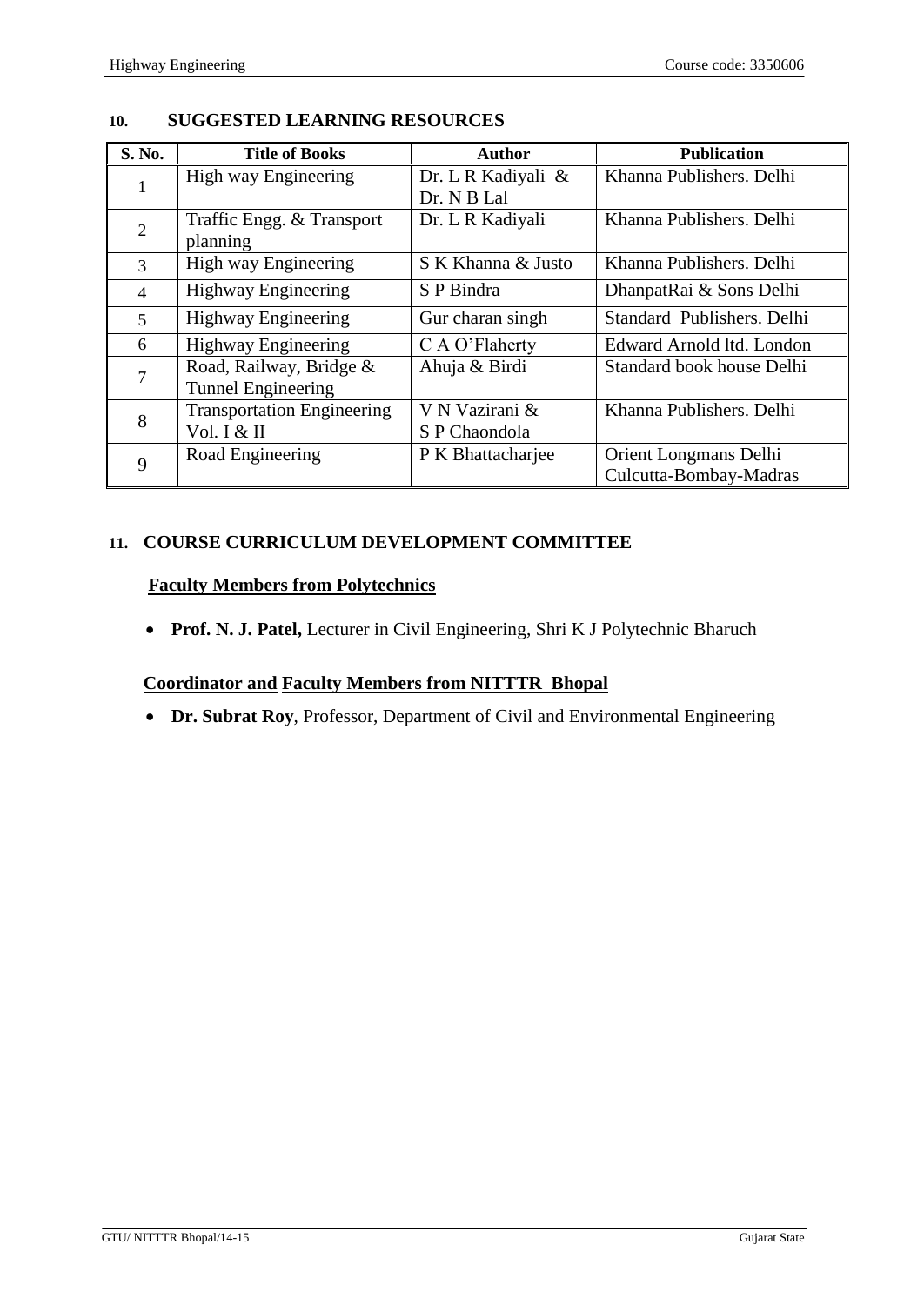## 10. SUGGESTED LEARNING RESOURCES

| S. No. | Title of Books | Author | Publication |
| --- | --- | --- | --- |
| 1 | High way Engineering | Dr. L R Kadiyali & Dr. N B Lal | Khanna Publishers. Delhi |
| 2 | Traffic Engg. & Transport planning | Dr. L R Kadiyali | Khanna Publishers. Delhi |
| 3 | High way Engineering | S K Khanna & Justo | Khanna Publishers. Delhi |
| 4 | Highway Engineering | S P Bindra | DhanpatRai & Sons Delhi |
| 5 | Highway Engineering | Gur charan singh | Standard Publishers. Delhi |
| 6 | Highway Engineering | C A O'Flaherty | Edward Arnold ltd. London |
| 7 | Road, Railway, Bridge & Tunnel Engineering | Ahuja & Birdi | Standard book house Delhi |
| 8 | Transportation Engineering Vol. I & II | V N Vazirani & S P Chaondola | Khanna Publishers. Delhi |
| 9 | Road Engineering | P K Bhattacharjee | Orient Longmans Delhi Culcutta-Bombay-Madras |

## 11. COURSE CURRICULUM DEVELOPMENT COMMITTEE

**Faculty Members from Polytechnics**

- **Prof. N. J. Patel,** Lecturer in Civil Engineering, Shri K J Polytechnic Bharuch

**Coordinator and Faculty Members from NITTTR Bhopal**

- **Dr. Subrat Roy**, Professor, Department of Civil and Environmental Engineering